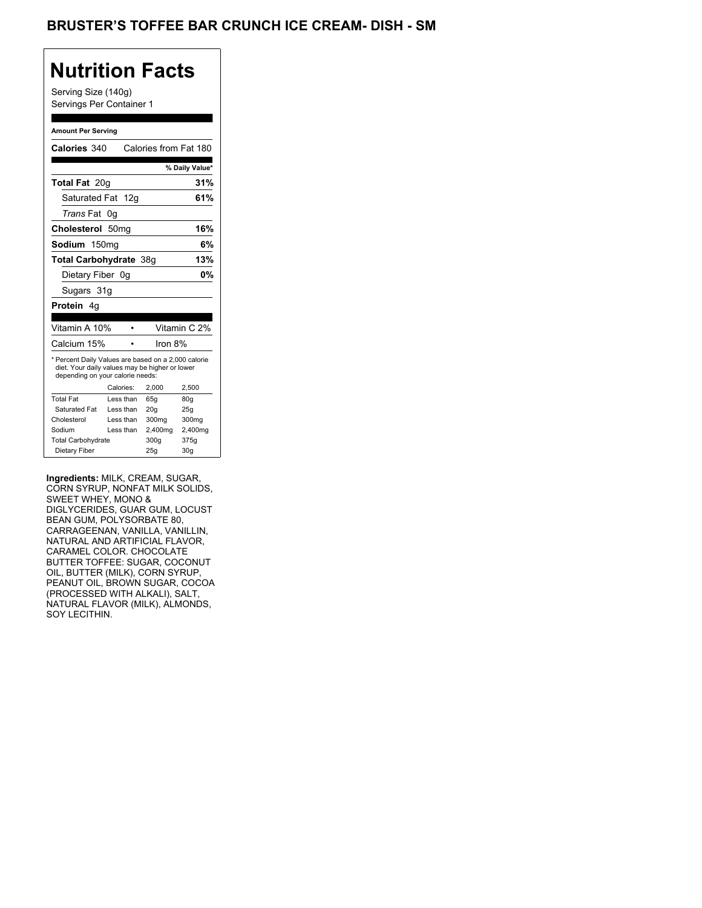# BRUSTER'S TOFFEE BAR CRUNCH ICE CREAM- DISH - SM

## Nutrition Facts

Serving Size (140g)
Servings Per Container 1

**Amount Per Serving**

| | |
|---|---|
| **Calories** 340 | Calories from Fat 180 |
| | **% Daily Value*** |
| **Total Fat** 20g | **31%** |
| Saturated Fat 12g | **61%** |
| *Trans* Fat 0g | |
| **Cholesterol** 50mg | **16%** |
| **Sodium** 150mg | **6%** |
| **Total Carbohydrate** 38g | **13%** |
| Dietary Fiber 0g | **0%** |
| Sugars 31g | |
| **Protein** 4g | |

| | |
|---|---|
| Vitamin A 10% | Vitamin C 2% |
| Calcium 15% | Iron 8% |

* Percent Daily Values are based on a 2,000 calorie diet. Your daily values may be higher or lower depending on your calorie needs:

| | Calories: | 2,000 | 2,500 |
|---|---|---|---|
| Total Fat | Less than | 65g | 80g |
| Saturated Fat | Less than | 20g | 25g |
| Cholesterol | Less than | 300mg | 300mg |
| Sodium | Less than | 2,400mg | 2,400mg |
| Total Carbohydrate | | 300g | 375g |
| Dietary Fiber | | 25g | 30g |

**Ingredients:** MILK, CREAM, SUGAR, CORN SYRUP, NONFAT MILK SOLIDS, SWEET WHEY, MONO & DIGLYCERIDES, GUAR GUM, LOCUST BEAN GUM, POLYSORBATE 80, CARRAGEENAN, VANILLA, VANILLIN, NATURAL AND ARTIFICIAL FLAVOR, CARAMEL COLOR. CHOCOLATE BUTTER TOFFEE: SUGAR, COCONUT OIL, BUTTER (MILK), CORN SYRUP, PEANUT OIL, BROWN SUGAR, COCOA (PROCESSED WITH ALKALI), SALT, NATURAL FLAVOR (MILK), ALMONDS, SOY LECITHIN.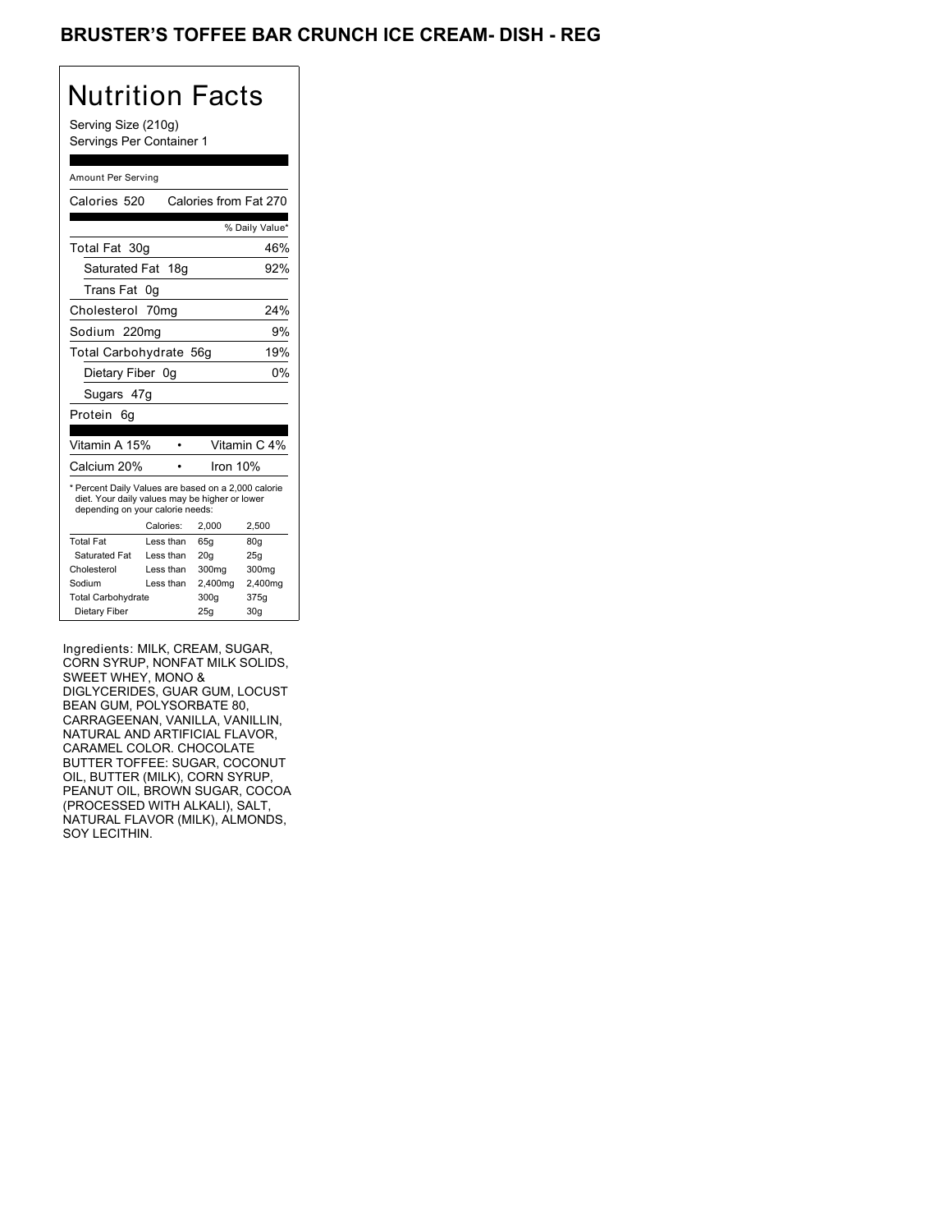# BRUSTER'S TOFFEE BAR CRUNCH ICE CREAM- DISH - REG

## Nutrition Facts

Serving Size (210g)
Servings Per Container 1

Amount Per Serving

Calories 520 Calories from Fat 270

| | % Daily Value* |
|---|---|
| Total Fat 30g | 46% |
| Saturated Fat 18g | 92% |
| Trans Fat 0g | |
| Cholesterol 70mg | 24% |
| Sodium 220mg | 9% |
| Total Carbohydrate 56g | 19% |
| Dietary Fiber 0g | 0% |
| Sugars 47g | |
| Protein 6g | |

| | |
|---|---|
| Vitamin A 15% | Vitamin C 4% |
| Calcium 20% | Iron 10% |

* Percent Daily Values are based on a 2,000 calorie diet. Your daily values may be higher or lower depending on your calorie needs:

| | Calories: | 2,000 | 2,500 |
|---|---|---|---|
| Total Fat | Less than | 65g | 80g |
| Saturated Fat | Less than | 20g | 25g |
| Cholesterol | Less than | 300mg | 300mg |
| Sodium | Less than | 2,400mg | 2,400mg |
| Total Carbohydrate | | 300g | 375g |
| Dietary Fiber | | 25g | 30g |

Ingredients: MILK, CREAM, SUGAR, CORN SYRUP, NONFAT MILK SOLIDS, SWEET WHEY, MONO & DIGLYCERIDES, GUAR GUM, LOCUST BEAN GUM, POLYSORBATE 80, CARRAGEENAN, VANILLA, VANILLIN, NATURAL AND ARTIFICIAL FLAVOR, CARAMEL COLOR. CHOCOLATE BUTTER TOFFEE: SUGAR, COCONUT OIL, BUTTER (MILK), CORN SYRUP, PEANUT OIL, BROWN SUGAR, COCOA (PROCESSED WITH ALKALI), SALT, NATURAL FLAVOR (MILK), ALMONDS, SOY LECITHIN.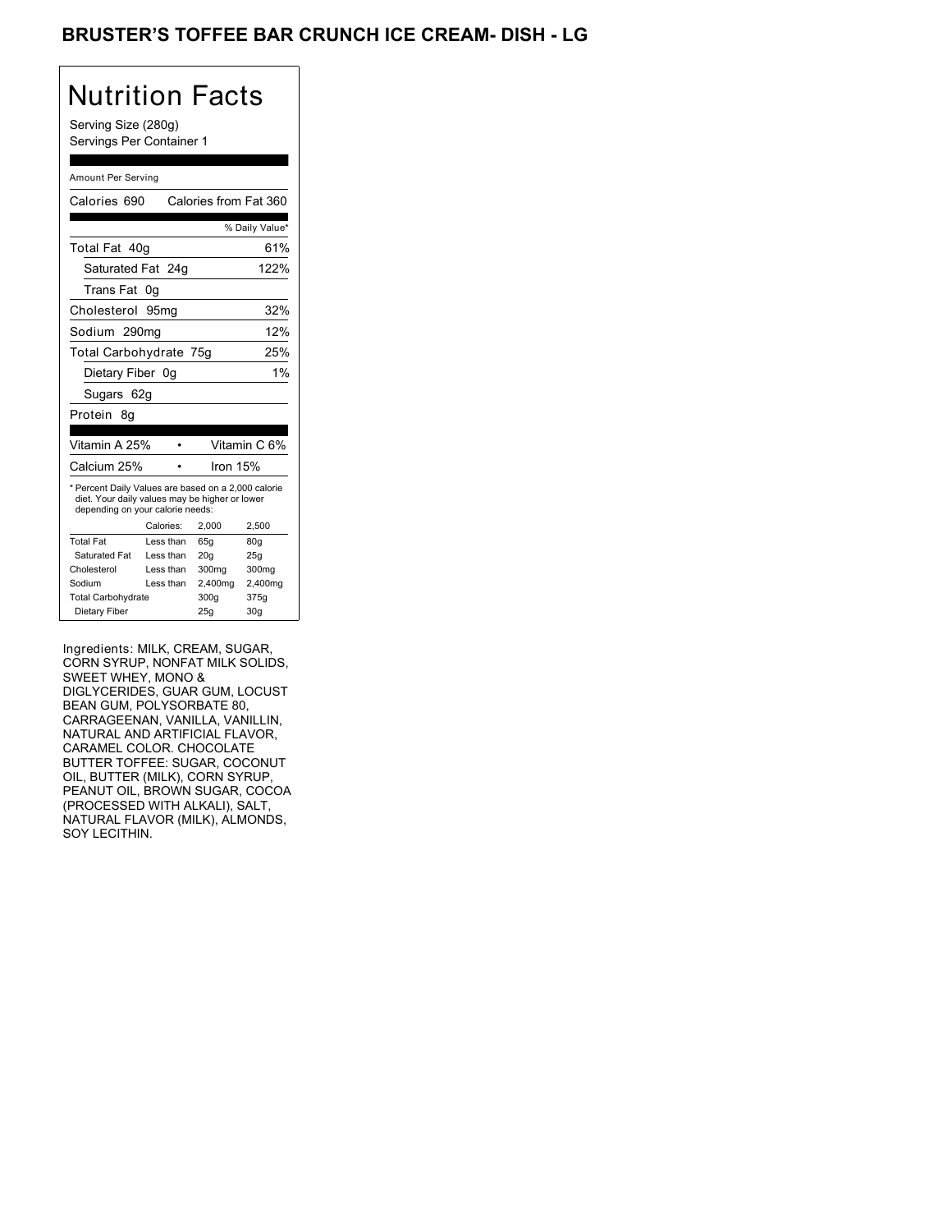# BRUSTER'S TOFFEE BAR CRUNCH ICE CREAM- DISH - LG

## Nutrition Facts

Serving Size (280g)
Servings Per Container 1

Amount Per Serving

Calories 690 | Calories from Fat 360

| | % Daily Value* |
|---|---|
| Total Fat 40g | 61% |
| Saturated Fat 24g | 122% |
| Trans Fat 0g | |
| Cholesterol 95mg | 32% |
| Sodium 290mg | 12% |
| Total Carbohydrate 75g | 25% |
| Dietary Fiber 0g | 1% |
| Sugars 62g | |
| Protein 8g | |

| | |
|---|---|
| Vitamin A 25% | Vitamin C 6% |
| Calcium 25% | Iron 15% |

* Percent Daily Values are based on a 2,000 calorie diet. Your daily values may be higher or lower depending on your calorie needs:

| | Calories: | 2,000 | 2,500 |
|---|---|---|---|
| Total Fat | Less than | 65g | 80g |
| Saturated Fat | Less than | 20g | 25g |
| Cholesterol | Less than | 300mg | 300mg |
| Sodium | Less than | 2,400mg | 2,400mg |
| Total Carbohydrate | | 300g | 375g |
| Dietary Fiber | | 25g | 30g |

Ingredients: MILK, CREAM, SUGAR, CORN SYRUP, NONFAT MILK SOLIDS, SWEET WHEY, MONO & DIGLYCERIDES, GUAR GUM, LOCUST BEAN GUM, POLYSORBATE 80, CARRAGEENAN, VANILLA, VANILLIN, NATURAL AND ARTIFICIAL FLAVOR, CARAMEL COLOR. CHOCOLATE BUTTER TOFFEE: SUGAR, COCONUT OIL, BUTTER (MILK), CORN SYRUP, PEANUT OIL, BROWN SUGAR, COCOA (PROCESSED WITH ALKALI), SALT, NATURAL FLAVOR (MILK), ALMONDS, SOY LECITHIN.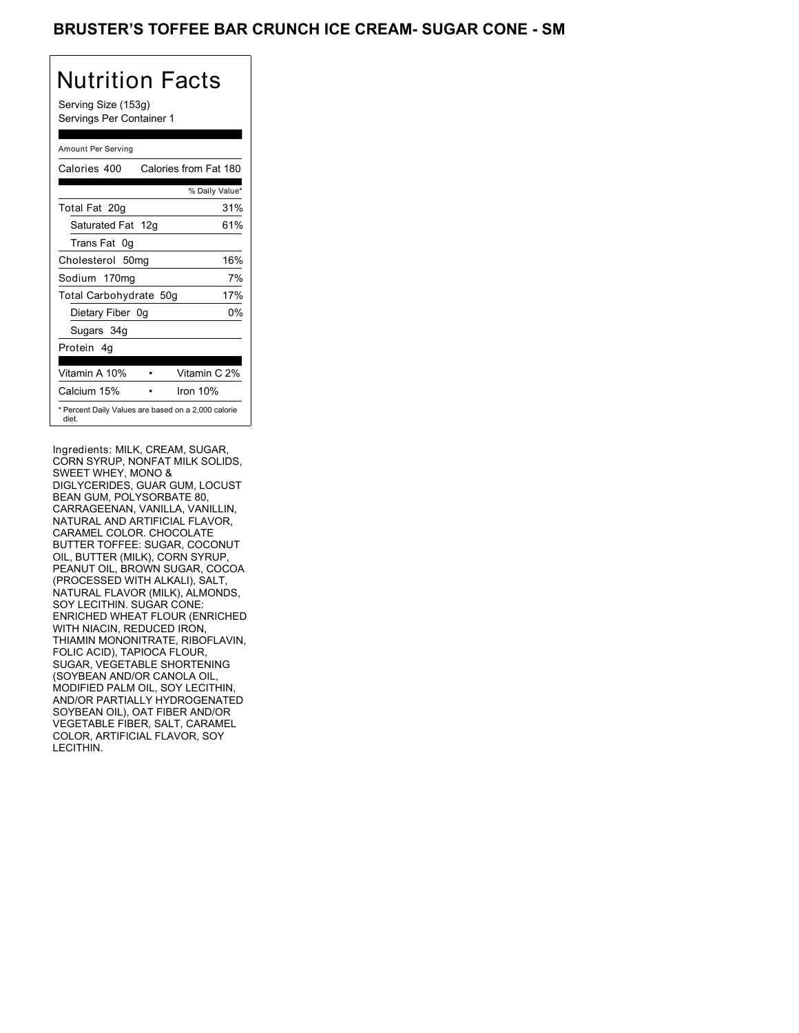# BRUSTER'S TOFFEE BAR CRUNCH ICE CREAM- SUGAR CONE - SM

## Nutrition Facts

Serving Size (153g)
Servings Per Container 1

Amount Per Serving

| Calories 400 | Calories from Fat 180 |
|---|---|
| | % Daily Value* |
| Total Fat 20g | 31% |
| Saturated Fat 12g | 61% |
| Trans Fat 0g | |
| Cholesterol 50mg | 16% |
| Sodium 170mg | 7% |
| Total Carbohydrate 50g | 17% |
| Dietary Fiber 0g | 0% |
| Sugars 34g | |
| Protein 4g | |

| Vitamin A 10% | Vitamin C 2% |
|---|---|
| Calcium 15% | Iron 10% |

* Percent Daily Values are based on a 2,000 calorie diet.

Ingredients: MILK, CREAM, SUGAR, CORN SYRUP, NONFAT MILK SOLIDS, SWEET WHEY, MONO & DIGLYCERIDES, GUAR GUM, LOCUST BEAN GUM, POLYSORBATE 80, CARRAGEENAN, VANILLA, VANILLIN, NATURAL AND ARTIFICIAL FLAVOR, CARAMEL COLOR. CHOCOLATE BUTTER TOFFEE: SUGAR, COCONUT OIL, BUTTER (MILK), CORN SYRUP, PEANUT OIL, BROWN SUGAR, COCOA (PROCESSED WITH ALKALI), SALT, NATURAL FLAVOR (MILK), ALMONDS, SOY LECITHIN. SUGAR CONE: ENRICHED WHEAT FLOUR (ENRICHED WITH NIACIN, REDUCED IRON, THIAMIN MONONITRATE, RIBOFLAVIN, FOLIC ACID), TAPIOCA FLOUR, SUGAR, VEGETABLE SHORTENING (SOYBEAN AND/OR CANOLA OIL, MODIFIED PALM OIL, SOY LECITHIN, AND/OR PARTIALLY HYDROGENATED SOYBEAN OIL), OAT FIBER AND/OR VEGETABLE FIBER, SALT, CARAMEL COLOR, ARTIFICIAL FLAVOR, SOY LECITHIN.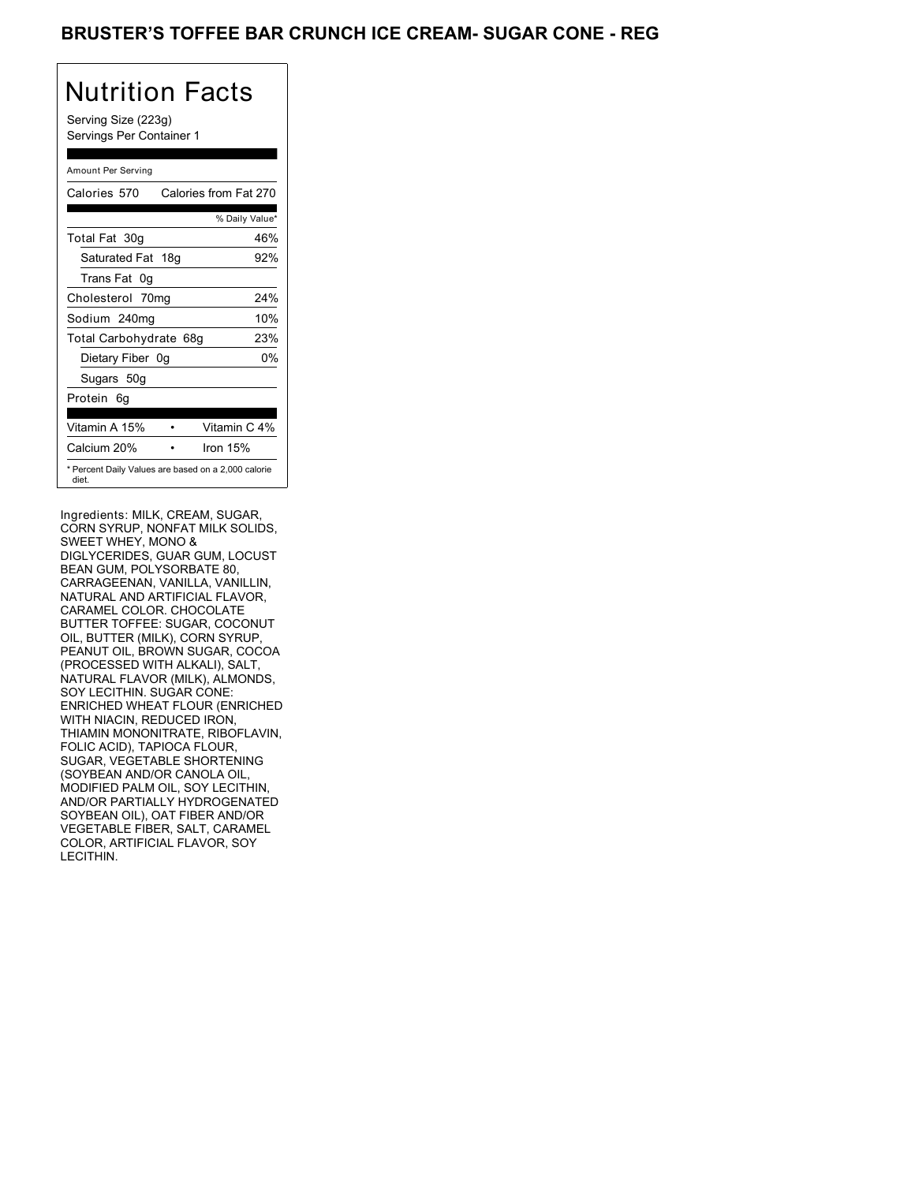# BRUSTER'S TOFFEE BAR CRUNCH ICE CREAM- SUGAR CONE - REG

## Nutrition Facts

Serving Size (223g)
Servings Per Container 1

| Amount Per Serving | |
|---|---|
| Calories 570 | Calories from Fat 270 |
| | % Daily Value* |
| Total Fat 30g | 46% |
| Saturated Fat 18g | 92% |
| Trans Fat 0g | |
| Cholesterol 70mg | 24% |
| Sodium 240mg | 10% |
| Total Carbohydrate 68g | 23% |
| Dietary Fiber 0g | 0% |
| Sugars 50g | |
| Protein 6g | |
| Vitamin A 15% | Vitamin C 4% |
| Calcium 20% | Iron 15% |

* Percent Daily Values are based on a 2,000 calorie diet.

Ingredients: MILK, CREAM, SUGAR, CORN SYRUP, NONFAT MILK SOLIDS, SWEET WHEY, MONO & DIGLYCERIDES, GUAR GUM, LOCUST BEAN GUM, POLYSORBATE 80, CARRAGEENAN, VANILLA, VANILLIN, NATURAL AND ARTIFICIAL FLAVOR, CARAMEL COLOR. CHOCOLATE BUTTER TOFFEE: SUGAR, COCONUT OIL, BUTTER (MILK), CORN SYRUP, PEANUT OIL, BROWN SUGAR, COCOA (PROCESSED WITH ALKALI), SALT, NATURAL FLAVOR (MILK), ALMONDS, SOY LECITHIN. SUGAR CONE: ENRICHED WHEAT FLOUR (ENRICHED WITH NIACIN, REDUCED IRON, THIAMIN MONONITRATE, RIBOFLAVIN, FOLIC ACID), TAPIOCA FLOUR, SUGAR, VEGETABLE SHORTENING (SOYBEAN AND/OR CANOLA OIL, MODIFIED PALM OIL, SOY LECITHIN, AND/OR PARTIALLY HYDROGENATED SOYBEAN OIL), OAT FIBER AND/OR VEGETABLE FIBER, SALT, CARAMEL COLOR, ARTIFICIAL FLAVOR, SOY LECITHIN.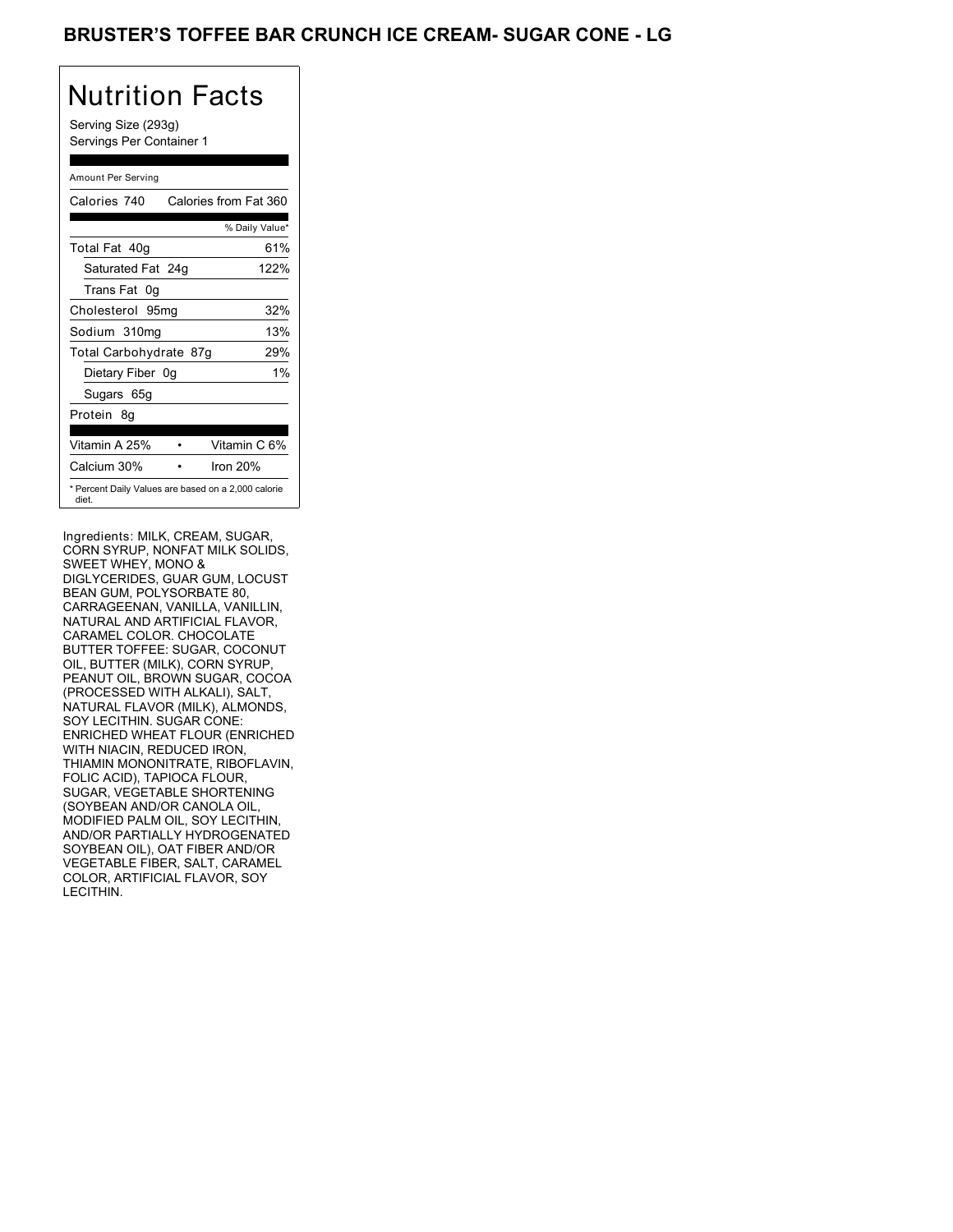# BRUSTER'S TOFFEE BAR CRUNCH ICE CREAM- SUGAR CONE - LG

## Nutrition Facts

Serving Size (293g)
Servings Per Container 1

Amount Per Serving

| Calories 740 | Calories from Fat 360 |
|---|---|
| | % Daily Value* |
| Total Fat 40g | 61% |
| Saturated Fat 24g | 122% |
| Trans Fat 0g | |
| Cholesterol 95mg | 32% |
| Sodium 310mg | 13% |
| Total Carbohydrate 87g | 29% |
| Dietary Fiber 0g | 1% |
| Sugars 65g | |
| Protein 8g | |

| Vitamin A 25% | Vitamin C 6% |
|---|---|
| Calcium 30% | Iron 20% |

* Percent Daily Values are based on a 2,000 calorie diet.

Ingredients: MILK, CREAM, SUGAR, CORN SYRUP, NONFAT MILK SOLIDS, SWEET WHEY, MONO & DIGLYCERIDES, GUAR GUM, LOCUST BEAN GUM, POLYSORBATE 80, CARRAGEENAN, VANILLA, VANILLIN, NATURAL AND ARTIFICIAL FLAVOR, CARAMEL COLOR. CHOCOLATE BUTTER TOFFEE: SUGAR, COCONUT OIL, BUTTER (MILK), CORN SYRUP, PEANUT OIL, BROWN SUGAR, COCOA (PROCESSED WITH ALKALI), SALT, NATURAL FLAVOR (MILK), ALMONDS, SOY LECITHIN. SUGAR CONE: ENRICHED WHEAT FLOUR (ENRICHED WITH NIACIN, REDUCED IRON, THIAMIN MONONITRATE, RIBOFLAVIN, FOLIC ACID), TAPIOCA FLOUR, SUGAR, VEGETABLE SHORTENING (SOYBEAN AND/OR CANOLA OIL, MODIFIED PALM OIL, SOY LECITHIN, AND/OR PARTIALLY HYDROGENATED SOYBEAN OIL), OAT FIBER AND/OR VEGETABLE FIBER, SALT, CARAMEL COLOR, ARTIFICIAL FLAVOR, SOY LECITHIN.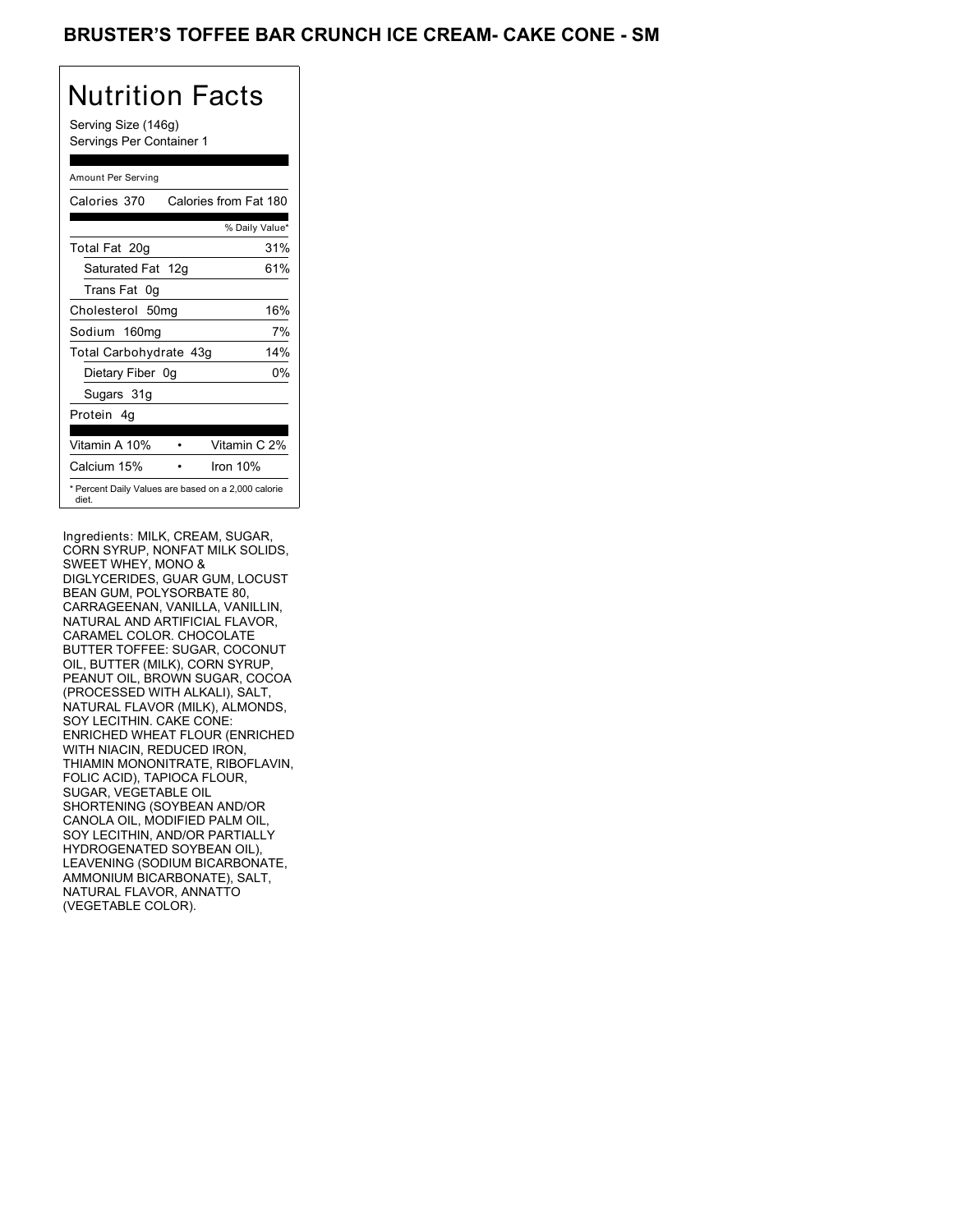# BRUSTER'S TOFFEE BAR CRUNCH ICE CREAM- CAKE CONE - SM

## Nutrition Facts

Serving Size (146g)
Servings Per Container 1

Amount Per Serving

| Calories 370 | Calories from Fat 180 |
|---|---|
| | % Daily Value* |
| Total Fat 20g | 31% |
| Saturated Fat 12g | 61% |
| Trans Fat 0g | |
| Cholesterol 50mg | 16% |
| Sodium 160mg | 7% |
| Total Carbohydrate 43g | 14% |
| Dietary Fiber 0g | 0% |
| Sugars 31g | |
| Protein 4g | |

| Vitamin A 10% | • | Vitamin C 2% |
|---|---|---|
| Calcium 15% | • | Iron 10% |

* Percent Daily Values are based on a 2,000 calorie diet.

Ingredients: MILK, CREAM, SUGAR, CORN SYRUP, NONFAT MILK SOLIDS, SWEET WHEY, MONO & DIGLYCERIDES, GUAR GUM, LOCUST BEAN GUM, POLYSORBATE 80, CARRAGEENAN, VANILLA, VANILLIN, NATURAL AND ARTIFICIAL FLAVOR, CARAMEL COLOR. CHOCOLATE BUTTER TOFFEE: SUGAR, COCONUT OIL, BUTTER (MILK), CORN SYRUP, PEANUT OIL, BROWN SUGAR, COCOA (PROCESSED WITH ALKALI), SALT, NATURAL FLAVOR (MILK), ALMONDS, SOY LECITHIN. CAKE CONE: ENRICHED WHEAT FLOUR (ENRICHED WITH NIACIN, REDUCED IRON, THIAMIN MONONITRATE, RIBOFLAVIN, FOLIC ACID), TAPIOCA FLOUR, SUGAR, VEGETABLE OIL SHORTENING (SOYBEAN AND/OR CANOLA OIL, MODIFIED PALM OIL, SOY LECITHIN, AND/OR PARTIALLY HYDROGENATED SOYBEAN OIL), LEAVENING (SODIUM BICARBONATE, AMMONIUM BICARBONATE), SALT, NATURAL FLAVOR, ANNATTO (VEGETABLE COLOR).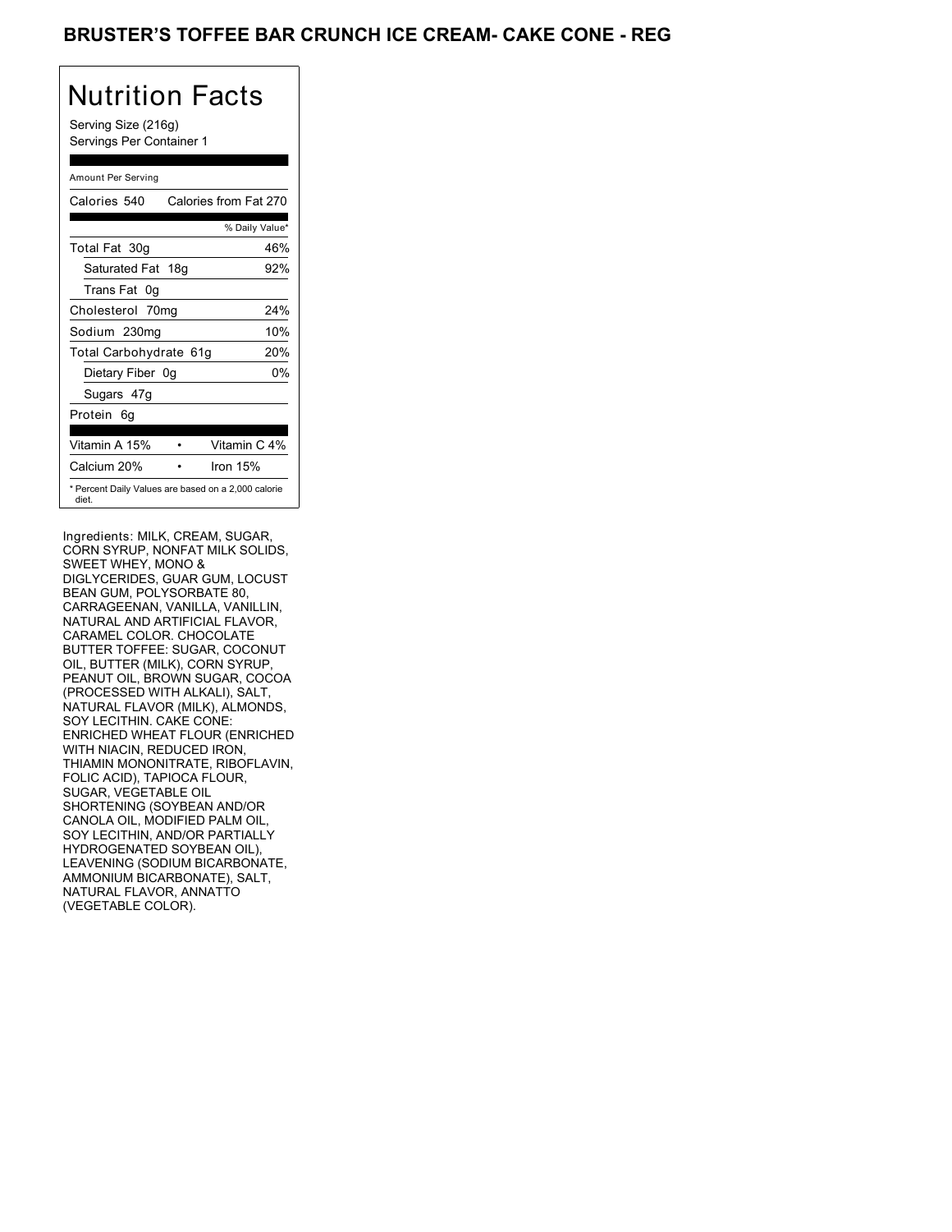# BRUSTER'S TOFFEE BAR CRUNCH ICE CREAM- CAKE CONE - REG

## Nutrition Facts

Serving Size (216g)
Servings Per Container 1

Amount Per Serving

| Calories 540 | Calories from Fat 270 |
| --- | --- |
| | % Daily Value* |
| Total Fat 30g | 46% |
| Saturated Fat 18g | 92% |
| Trans Fat 0g | |
| Cholesterol 70mg | 24% |
| Sodium 230mg | 10% |
| Total Carbohydrate 61g | 20% |
| Dietary Fiber 0g | 0% |
| Sugars 47g | |
| Protein 6g | |

| Vitamin A 15% | • | Vitamin C 4% |
| --- | --- | --- |
| Calcium 20% | • | Iron 15% |

* Percent Daily Values are based on a 2,000 calorie diet.

Ingredients: MILK, CREAM, SUGAR, CORN SYRUP, NONFAT MILK SOLIDS, SWEET WHEY, MONO & DIGLYCERIDES, GUAR GUM, LOCUST BEAN GUM, POLYSORBATE 80, CARRAGEENAN, VANILLA, VANILLIN, NATURAL AND ARTIFICIAL FLAVOR, CARAMEL COLOR. CHOCOLATE BUTTER TOFFEE: SUGAR, COCONUT OIL, BUTTER (MILK), CORN SYRUP, PEANUT OIL, BROWN SUGAR, COCOA (PROCESSED WITH ALKALI), SALT, NATURAL FLAVOR (MILK), ALMONDS, SOY LECITHIN. CAKE CONE: ENRICHED WHEAT FLOUR (ENRICHED WITH NIACIN, REDUCED IRON, THIAMIN MONONITRATE, RIBOFLAVIN, FOLIC ACID), TAPIOCA FLOUR, SUGAR, VEGETABLE OIL SHORTENING (SOYBEAN AND/OR CANOLA OIL, MODIFIED PALM OIL, SOY LECITHIN, AND/OR PARTIALLY HYDROGENATED SOYBEAN OIL), LEAVENING (SODIUM BICARBONATE, AMMONIUM BICARBONATE), SALT, NATURAL FLAVOR, ANNATTO (VEGETABLE COLOR).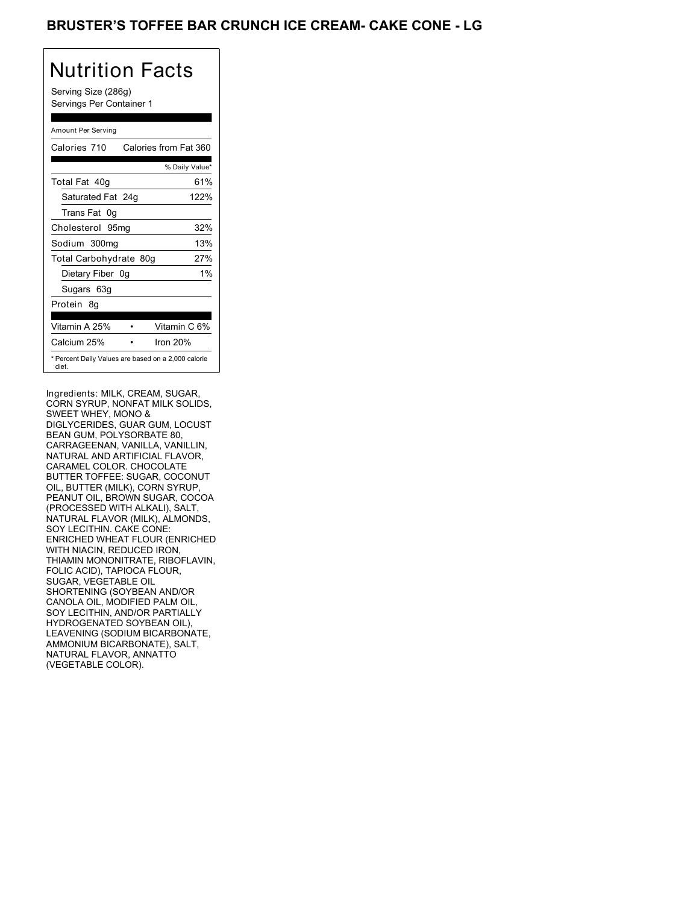# BRUSTER'S TOFFEE BAR CRUNCH ICE CREAM- CAKE CONE - LG

## Nutrition Facts

Serving Size (286g)
Servings Per Container 1

| Amount Per Serving | |
|---|---|
| Calories 710 | Calories from Fat 360 |
| | % Daily Value* |
| Total Fat 40g | 61% |
| Saturated Fat 24g | 122% |
| Trans Fat 0g | |
| Cholesterol 95mg | 32% |
| Sodium 300mg | 13% |
| Total Carbohydrate 80g | 27% |
| Dietary Fiber 0g | 1% |
| Sugars 63g | |
| Protein 8g | |
| Vitamin A 25% | Vitamin C 6% |
| Calcium 25% | Iron 20% |

* Percent Daily Values are based on a 2,000 calorie diet.

Ingredients: MILK, CREAM, SUGAR, CORN SYRUP, NONFAT MILK SOLIDS, SWEET WHEY, MONO & DIGLYCERIDES, GUAR GUM, LOCUST BEAN GUM, POLYSORBATE 80, CARRAGEENAN, VANILLA, VANILLIN, NATURAL AND ARTIFICIAL FLAVOR, CARAMEL COLOR. CHOCOLATE BUTTER TOFFEE: SUGAR, COCONUT OIL, BUTTER (MILK), CORN SYRUP, PEANUT OIL, BROWN SUGAR, COCOA (PROCESSED WITH ALKALI), SALT, NATURAL FLAVOR (MILK), ALMONDS, SOY LECITHIN. CAKE CONE: ENRICHED WHEAT FLOUR (ENRICHED WITH NIACIN, REDUCED IRON, THIAMIN MONONITRATE, RIBOFLAVIN, FOLIC ACID), TAPIOCA FLOUR, SUGAR, VEGETABLE OIL SHORTENING (SOYBEAN AND/OR CANOLA OIL, MODIFIED PALM OIL, SOY LECITHIN, AND/OR PARTIALLY HYDROGENATED SOYBEAN OIL), LEAVENING (SODIUM BICARBONATE, AMMONIUM BICARBONATE), SALT, NATURAL FLAVOR, ANNATTO (VEGETABLE COLOR).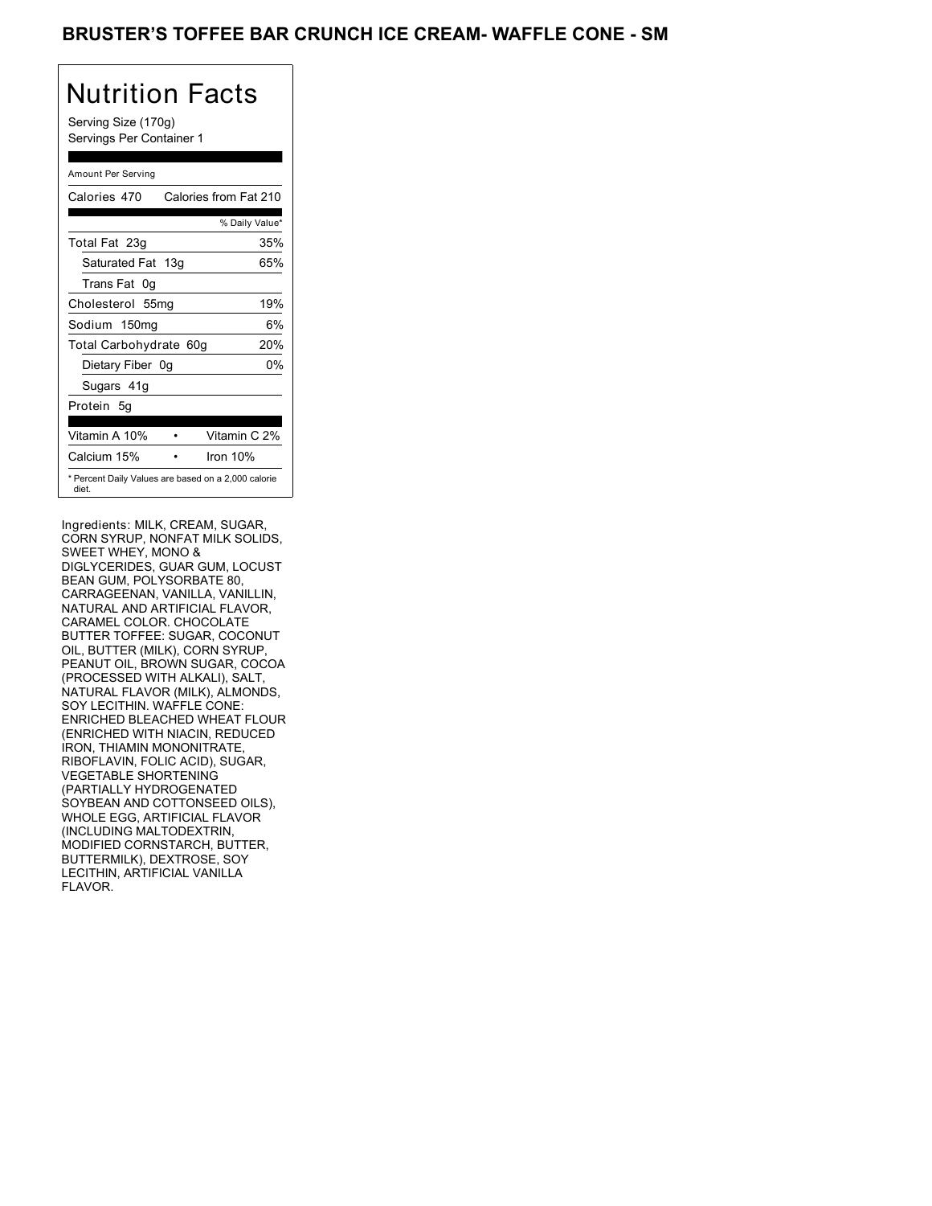# BRUSTER'S TOFFEE BAR CRUNCH ICE CREAM- WAFFLE CONE - SM

## Nutrition Facts

Serving Size (170g)
Servings Per Container 1

Amount Per Serving

| Calories 470 | Calories from Fat 210 |
|---|---|
| | % Daily Value* |
| Total Fat 23g | 35% |
| Saturated Fat 13g | 65% |
| Trans Fat 0g | |
| Cholesterol 55mg | 19% |
| Sodium 150mg | 6% |
| Total Carbohydrate 60g | 20% |
| Dietary Fiber 0g | 0% |
| Sugars 41g | |
| Protein 5g | |

| Vitamin A 10% | Vitamin C 2% |
|---|---|
| Calcium 15% | Iron 10% |

* Percent Daily Values are based on a 2,000 calorie diet.

Ingredients: MILK, CREAM, SUGAR, CORN SYRUP, NONFAT MILK SOLIDS, SWEET WHEY, MONO & DIGLYCERIDES, GUAR GUM, LOCUST BEAN GUM, POLYSORBATE 80, CARRAGEENAN, VANILLA, VANILLIN, NATURAL AND ARTIFICIAL FLAVOR, CARAMEL COLOR. CHOCOLATE BUTTER TOFFEE: SUGAR, COCONUT OIL, BUTTER (MILK), CORN SYRUP, PEANUT OIL, BROWN SUGAR, COCOA (PROCESSED WITH ALKALI), SALT, NATURAL FLAVOR (MILK), ALMONDS, SOY LECITHIN. WAFFLE CONE: ENRICHED BLEACHED WHEAT FLOUR (ENRICHED WITH NIACIN, REDUCED IRON, THIAMIN MONONITRATE, RIBOFLAVIN, FOLIC ACID), SUGAR, VEGETABLE SHORTENING (PARTIALLY HYDROGENATED SOYBEAN AND COTTONSEED OILS), WHOLE EGG, ARTIFICIAL FLAVOR (INCLUDING MALTODEXTRIN, MODIFIED CORNSTARCH, BUTTER, BUTTERMILK), DEXTROSE, SOY LECITHIN, ARTIFICIAL VANILLA FLAVOR.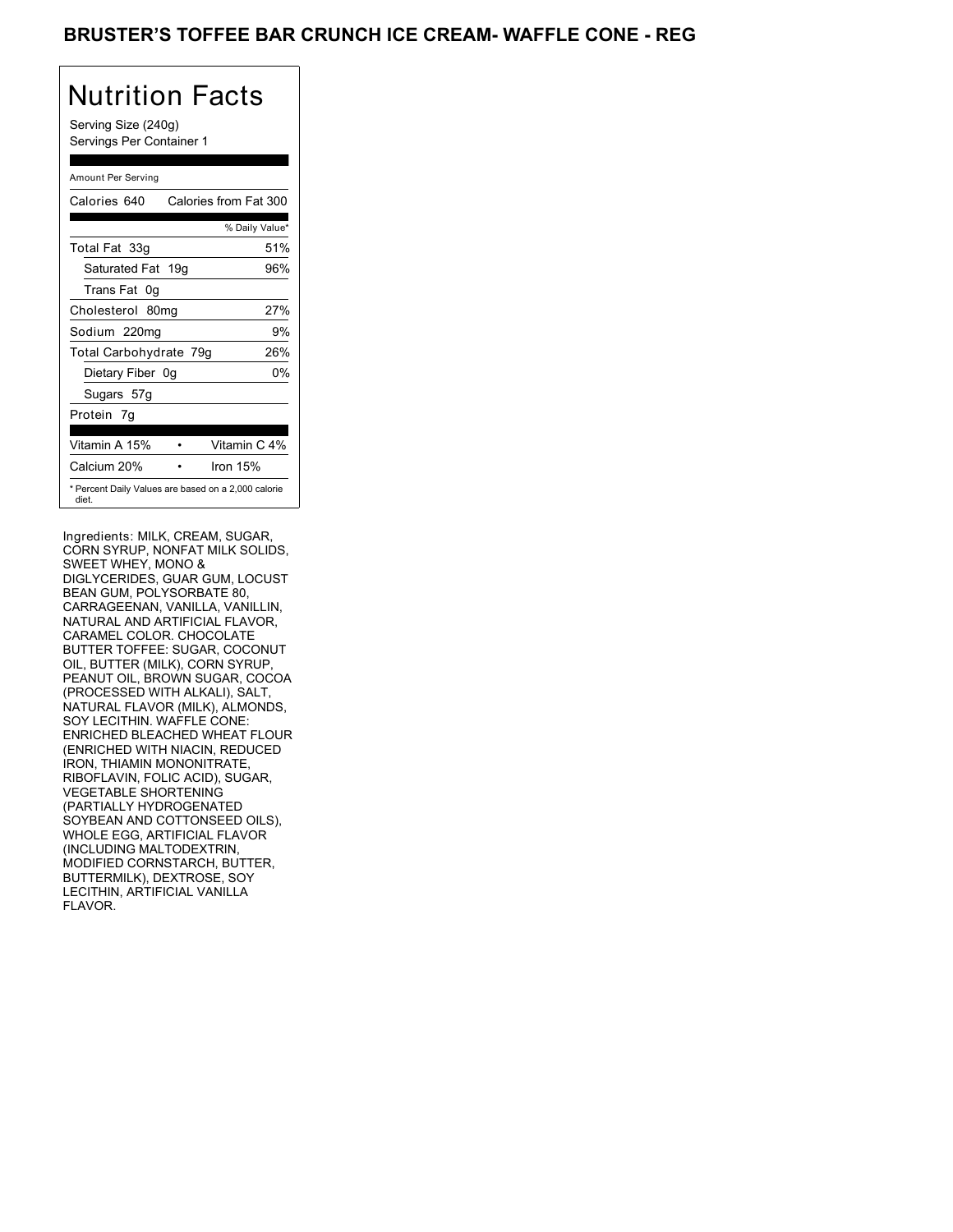# BRUSTER'S TOFFEE BAR CRUNCH ICE CREAM- WAFFLE CONE - REG

## Nutrition Facts

Serving Size (240g)
Servings Per Container 1

| Amount Per Serving | |
|---|---|
| Calories 640 | Calories from Fat 300 |
| | % Daily Value* |
| Total Fat 33g | 51% |
| Saturated Fat 19g | 96% |
| Trans Fat 0g | |
| Cholesterol 80mg | 27% |
| Sodium 220mg | 9% |
| Total Carbohydrate 79g | 26% |
| Dietary Fiber 0g | 0% |
| Sugars 57g | |
| Protein 7g | |
| Vitamin A 15% | Vitamin C 4% |
| Calcium 20% | Iron 15% |

* Percent Daily Values are based on a 2,000 calorie diet.

Ingredients: MILK, CREAM, SUGAR, CORN SYRUP, NONFAT MILK SOLIDS, SWEET WHEY, MONO & DIGLYCERIDES, GUAR GUM, LOCUST BEAN GUM, POLYSORBATE 80, CARRAGEENAN, VANILLA, VANILLIN, NATURAL AND ARTIFICIAL FLAVOR, CARAMEL COLOR. CHOCOLATE BUTTER TOFFEE: SUGAR, COCONUT OIL, BUTTER (MILK), CORN SYRUP, PEANUT OIL, BROWN SUGAR, COCOA (PROCESSED WITH ALKALI), SALT, NATURAL FLAVOR (MILK), ALMONDS, SOY LECITHIN. WAFFLE CONE: ENRICHED BLEACHED WHEAT FLOUR (ENRICHED WITH NIACIN, REDUCED IRON, THIAMIN MONONITRATE, RIBOFLAVIN, FOLIC ACID), SUGAR, VEGETABLE SHORTENING (PARTIALLY HYDROGENATED SOYBEAN AND COTTONSEED OILS), WHOLE EGG, ARTIFICIAL FLAVOR (INCLUDING MALTODEXTRIN, MODIFIED CORNSTARCH, BUTTER, BUTTERMILK), DEXTROSE, SOY LECITHIN, ARTIFICIAL VANILLA FLAVOR.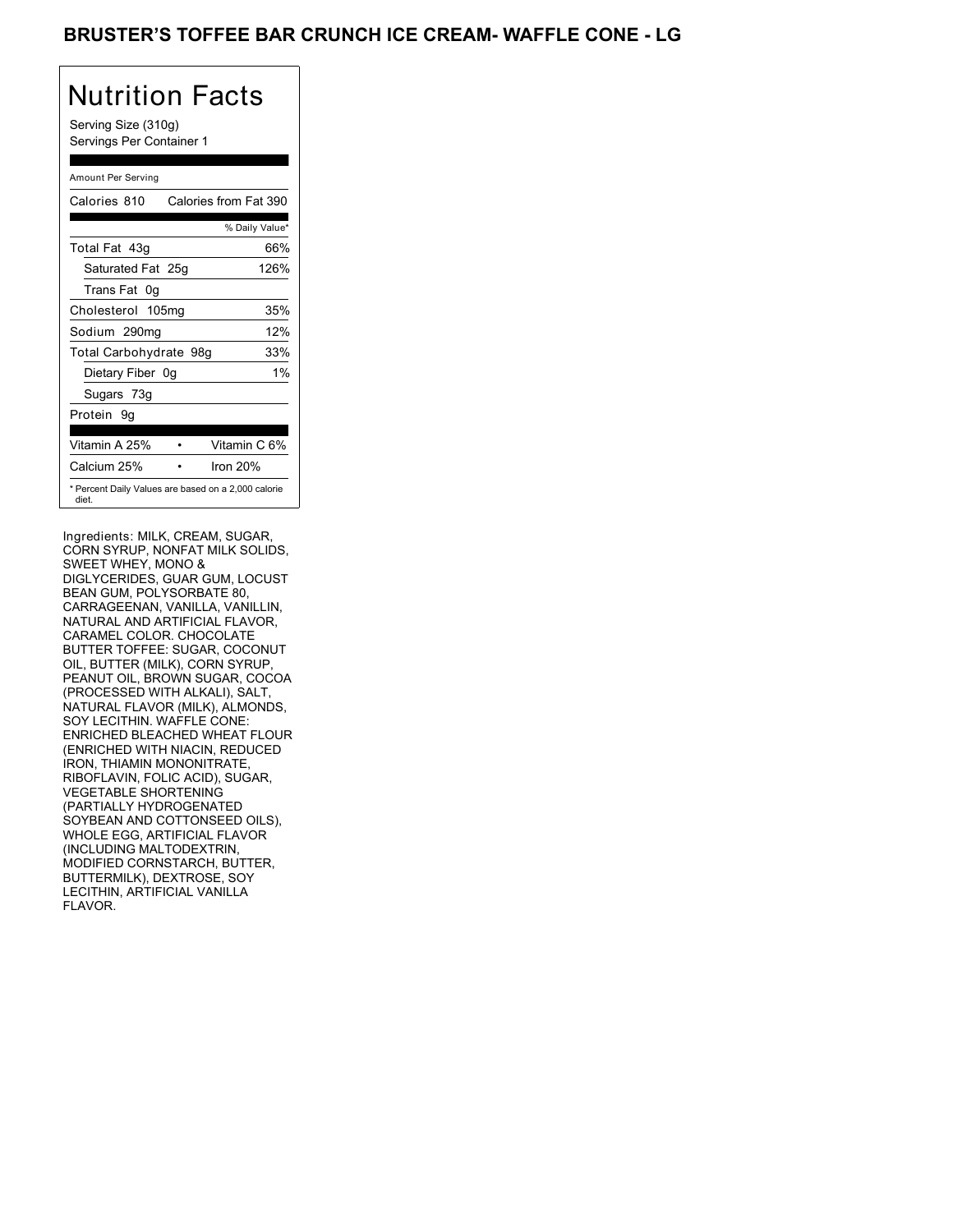# BRUSTER'S TOFFEE BAR CRUNCH ICE CREAM- WAFFLE CONE - LG

## Nutrition Facts

Serving Size (310g)
Servings Per Container 1

Amount Per Serving

| | |
|---|---|
| Calories 810 | Calories from Fat 390 |
| | % Daily Value* |
| Total Fat 43g | 66% |
| Saturated Fat 25g | 126% |
| Trans Fat 0g | |
| Cholesterol 105mg | 35% |
| Sodium 290mg | 12% |
| Total Carbohydrate 98g | 33% |
| Dietary Fiber 0g | 1% |
| Sugars 73g | |
| Protein 9g | |
| Vitamin A 25% | Vitamin C 6% |
| Calcium 25% | Iron 20% |

* Percent Daily Values are based on a 2,000 calorie diet.

Ingredients: MILK, CREAM, SUGAR, CORN SYRUP, NONFAT MILK SOLIDS, SWEET WHEY, MONO & DIGLYCERIDES, GUAR GUM, LOCUST BEAN GUM, POLYSORBATE 80, CARRAGEENAN, VANILLA, VANILLIN, NATURAL AND ARTIFICIAL FLAVOR, CARAMEL COLOR. CHOCOLATE BUTTER TOFFEE: SUGAR, COCONUT OIL, BUTTER (MILK), CORN SYRUP, PEANUT OIL, BROWN SUGAR, COCOA (PROCESSED WITH ALKALI), SALT, NATURAL FLAVOR (MILK), ALMONDS, SOY LECITHIN. WAFFLE CONE: ENRICHED BLEACHED WHEAT FLOUR (ENRICHED WITH NIACIN, REDUCED IRON, THIAMIN MONONITRATE, RIBOFLAVIN, FOLIC ACID), SUGAR, VEGETABLE SHORTENING (PARTIALLY HYDROGENATED SOYBEAN AND COTTONSEED OILS), WHOLE EGG, ARTIFICIAL FLAVOR (INCLUDING MALTODEXTRIN, MODIFIED CORNSTARCH, BUTTER, BUTTERMILK), DEXTROSE, SOY LECITHIN, ARTIFICIAL VANILLA FLAVOR.